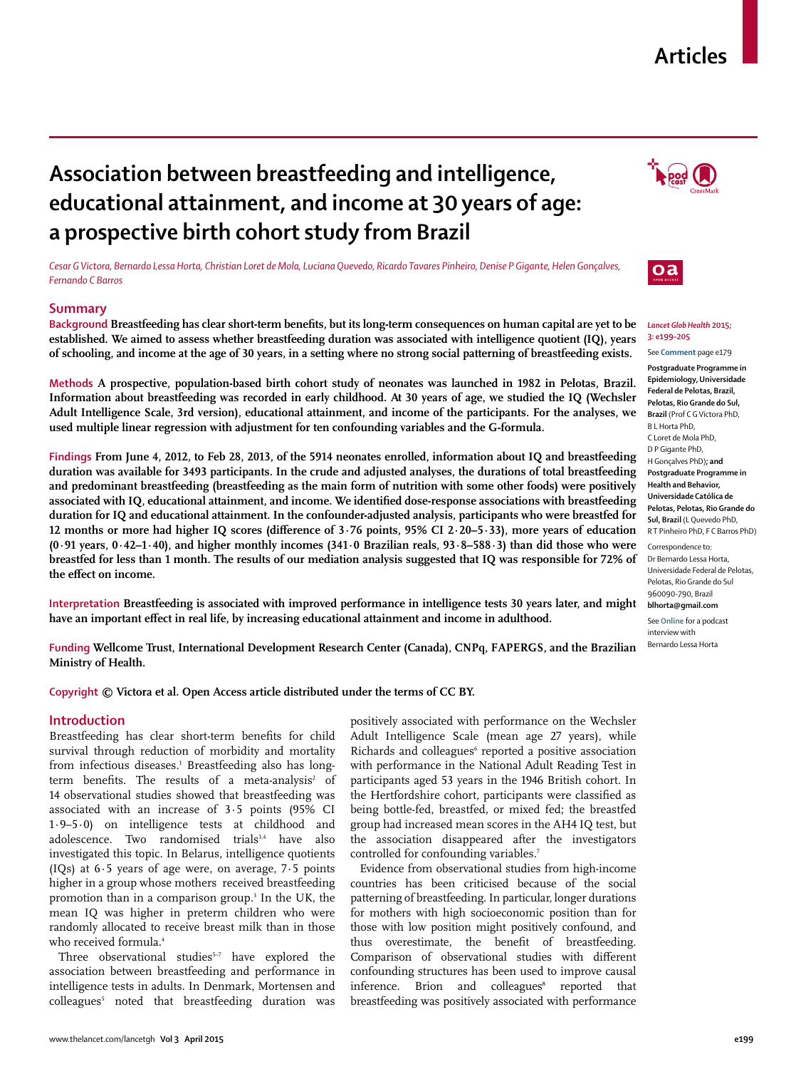# Association between breastfeeding and intelligence, educational attainment, and income at 30 years of age: a prospective birth cohort study from Brazil

*Cesar G Victora, Bernardo Lessa Horta, Christian Loret de Mola, Luciana Quevedo, Ricardo Tavares Pinheiro, Denise P Gigante, Helen Gonçalves, Fernando C Barros*

## Summary

**Background** Breastfeeding has clear short-term benefits, but its long-term consequences on human capital are yet to be established. We aimed to assess whether breastfeeding duration was associated with intelligence quotient (IQ), years of schooling, and income at the age of 30 years, in a setting where no strong social patterning of breastfeeding exists.

**Methods** A prospective, population-based birth cohort study of neonates was launched in 1982 in Pelotas, Brazil. Information about breastfeeding was recorded in early childhood. At 30 years of age, we studied the IQ (Wechsler Adult Intelligence Scale, 3rd version), educational attainment, and income of the participants. For the analyses, we used multiple linear regression with adjustment for ten confounding variables and the G-formula.

**Findings** From June 4, 2012, to Feb 28, 2013, of the 5914 neonates enrolled, information about IQ and breastfeeding duration was available for 3493 participants. In the crude and adjusted analyses, the durations of total breastfeeding and predominant breastfeeding (breastfeeding as the main form of nutrition with some other foods) were positively associated with IQ, educational attainment, and income. We identified dose-response associations with breastfeeding duration for IQ and educational attainment. In the confounder-adjusted analysis, participants who were breastfed for 12 months or more had higher IQ scores (difference of 3·76 points, 95% CI 2·20–5·33), more years of education (0·91 years, 0·42–1·40), and higher monthly incomes (341·0 Brazilian reals, 93·8–588·3) than did those who were breastfed for less than 1 month. The results of our mediation analysis suggested that IQ was responsible for 72% of the effect on income.

**Interpretation** Breastfeeding is associated with improved performance in intelligence tests 30 years later, and might have an important effect in real life, by increasing educational attainment and income in adulthood.

**Funding** Wellcome Trust, International Development Research Center (Canada), CNPq, FAPERGS, and the Brazilian Ministry of Health.

**Copyright** © Victora et al. Open Access article distributed under the terms of CC BY.

*Lancet Glob Health* 2015; 3: e199–205

See **Comment** page e179

**Postgraduate Programme in Epidemiology, Universidade Federal de Pelotas, Brazil, Pelotas, Rio Grande do Sul, Brazil** (Prof C G Victora PhD, B L Horta PhD, C Loret de Mola PhD, D P Gigante PhD, H Gonçalves PhD)**; and Postgraduate Programme in Health and Behavior, Universidade Católica de Pelotas, Pelotas, Rio Grande do Sul, Brazil** (L Quevedo PhD, R T Pinheiro PhD, F C Barros PhD)

Correspondence to: Dr Bernardo Lessa Horta, Universidade Federal de Pelotas, Pelotas, Rio Grande do Sul 960090-790, Brazil **blhorta@gmail.com**

See **Online** for a podcast interview with Bernardo Lessa Horta

## Introduction

Breastfeeding has clear short-term benefits for child survival through reduction of morbidity and mortality from infectious diseases.[1] Breastfeeding also has long-term benefits. The results of a meta-analysis[2] of 14 observational studies showed that breastfeeding was associated with an increase of 3·5 points (95% CI 1·9–5·0) on intelligence tests at childhood and adolescence. Two randomised trials[3,4] have also investigated this topic. In Belarus, intelligence quotients (IQs) at 6·5 years of age were, on average, 7·5 points higher in a group whose mothers received breastfeeding promotion than in a comparison group.[3] In the UK, the mean IQ was higher in preterm children who were randomly allocated to receive breast milk than in those who received formula.[4]

Three observational studies[5–7] have explored the association between breastfeeding and performance in intelligence tests in adults. In Denmark, Mortensen and colleagues[5] noted that breastfeeding duration was positively associated with performance on the Wechsler Adult Intelligence Scale (mean age 27 years), while Richards and colleagues[6] reported a positive association with performance in the National Adult Reading Test in participants aged 53 years in the 1946 British cohort. In the Hertfordshire cohort, participants were classified as being bottle-fed, breastfed, or mixed fed; the breastfed group had increased mean scores in the AH4 IQ test, but the association disappeared after the investigators controlled for confounding variables.[7]

Evidence from observational studies from high-income countries has been criticised because of the social patterning of breastfeeding. In particular, longer durations for mothers with high socioeconomic position than for those with low position might positively confound, and thus overestimate, the benefit of breastfeeding. Comparison of observational studies with different confounding structures has been used to improve causal inference. Brion and colleagues[8] reported that breastfeeding was positively associated with performance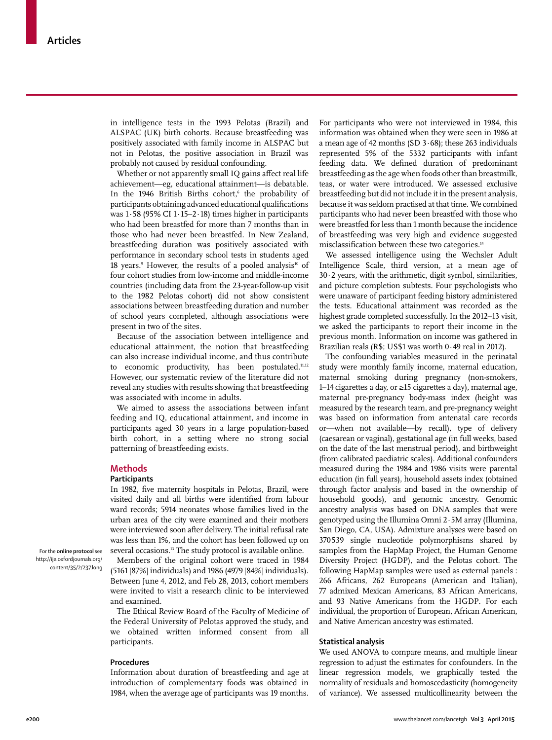in intelligence tests in the 1993 Pelotas (Brazil) and ALSPAC (UK) birth cohorts. Because breastfeeding was positively associated with family income in ALSPAC but not in Pelotas, the positive association in Brazil was probably not caused by residual confounding.

Whether or not apparently small IQ gains affect real life achievement—eg, educational attainment—is debatable. In the 1946 British Births cohort,[6] the probability of participants obtaining advanced educational qualifications was 1·58 (95% CI 1·15–2·18) times higher in participants who had been breastfed for more than 7 months than in those who had never been breastfed. In New Zealand, breastfeeding duration was positively associated with performance in secondary school tests in students aged 18 years.[9] However, the results of a pooled analysis[10] of four cohort studies from low-income and middle-income countries (including data from the 23-year-follow-up visit to the 1982 Pelotas cohort) did not show consistent associations between breastfeeding duration and number of school years completed, although associations were present in two of the sites.

Because of the association between intelligence and educational attainment, the notion that breastfeeding can also increase individual income, and thus contribute to economic productivity, has been postulated.[11,12] However, our systematic review of the literature did not reveal any studies with results showing that breastfeeding was associated with income in adults.

We aimed to assess the associations between infant feeding and IQ, educational attainment, and income in participants aged 30 years in a large population-based birth cohort, in a setting where no strong social patterning of breastfeeding exists.

## Methods

### Participants

In 1982, five maternity hospitals in Pelotas, Brazil, were visited daily and all births were identified from labour ward records; 5914 neonates whose families lived in the urban area of the city were examined and their mothers were interviewed soon after delivery. The initial refusal rate was less than 1%, and the cohort has been followed up on several occasions.[13] The study protocol is available online.

For the **online protocol** see http://ije.oxfordjournals.org/content/35/2/237.long

Members of the original cohort were traced in 1984 (5161 [87%] individuals) and 1986 (4979 [84%] individuals). Between June 4, 2012, and Feb 28, 2013, cohort members were invited to visit a research clinic to be interviewed and examined.

The Ethical Review Board of the Faculty of Medicine of the Federal University of Pelotas approved the study, and we obtained written informed consent from all participants.

### Procedures

Information about duration of breastfeeding and age at introduction of complementary foods was obtained in 1984, when the average age of participants was 19 months. For participants who were not interviewed in 1984, this information was obtained when they were seen in 1986 at a mean age of 42 months (SD 3·68); these 263 individuals represented 5% of the 5332 participants with infant feeding data. We defined duration of predominant breastfeeding as the age when foods other than breastmilk, teas, or water were introduced. We assessed exclusive breastfeeding but did not include it in the present analysis, because it was seldom practised at that time. We combined participants who had never been breastfed with those who were breastfed for less than 1 month because the incidence of breastfeeding was very high and evidence suggested misclassification between these two categories.[14]

We assessed intelligence using the Wechsler Adult Intelligence Scale, third version, at a mean age of 30·2 years, with the arithmetic, digit symbol, similarities, and picture completion subtests. Four psychologists who were unaware of participant feeding history administered the tests. Educational attainment was recorded as the highest grade completed successfully. In the 2012–13 visit, we asked the participants to report their income in the previous month. Information on income was gathered in Brazilian reals (R$; US$1 was worth 0·49 real in 2012).

The confounding variables measured in the perinatal study were monthly family income, maternal education, maternal smoking during pregnancy (non-smokers, 1–14 cigarettes a day, or ≥15 cigarettes a day), maternal age, maternal pre-pregnancy body-mass index (height was measured by the research team, and pre-pregnancy weight was based on information from antenatal care records or—when not available—by recall), type of delivery (caesarean or vaginal), gestational age (in full weeks, based on the date of the last menstrual period), and birthweight (from calibrated paediatric scales). Additional confounders measured during the 1984 and 1986 visits were parental education (in full years), household assets index (obtained through factor analysis and based in the ownership of household goods), and genomic ancestry. Genomic ancestry analysis was based on DNA samples that were genotyped using the Illumina Omni 2·5M array (Illumina, San Diego, CA, USA). Admixture analyses were based on 370 539 single nucleotide polymorphisms shared by samples from the HapMap Project, the Human Genome Diversity Project (HGDP), and the Pelotas cohort. The following HapMap samples were used as external panels : 266 Africans, 262 Europeans (American and Italian), 77 admixed Mexican Americans, 83 African Americans, and 93 Native Americans from the HGDP. For each individual, the proportion of European, African American, and Native American ancestry was estimated.

### Statistical analysis

We used ANOVA to compare means, and multiple linear regression to adjust the estimates for confounders. In the linear regression models, we graphically tested the normality of residuals and homoscedasticity (homogeneity of variance). We assessed multicollinearity between the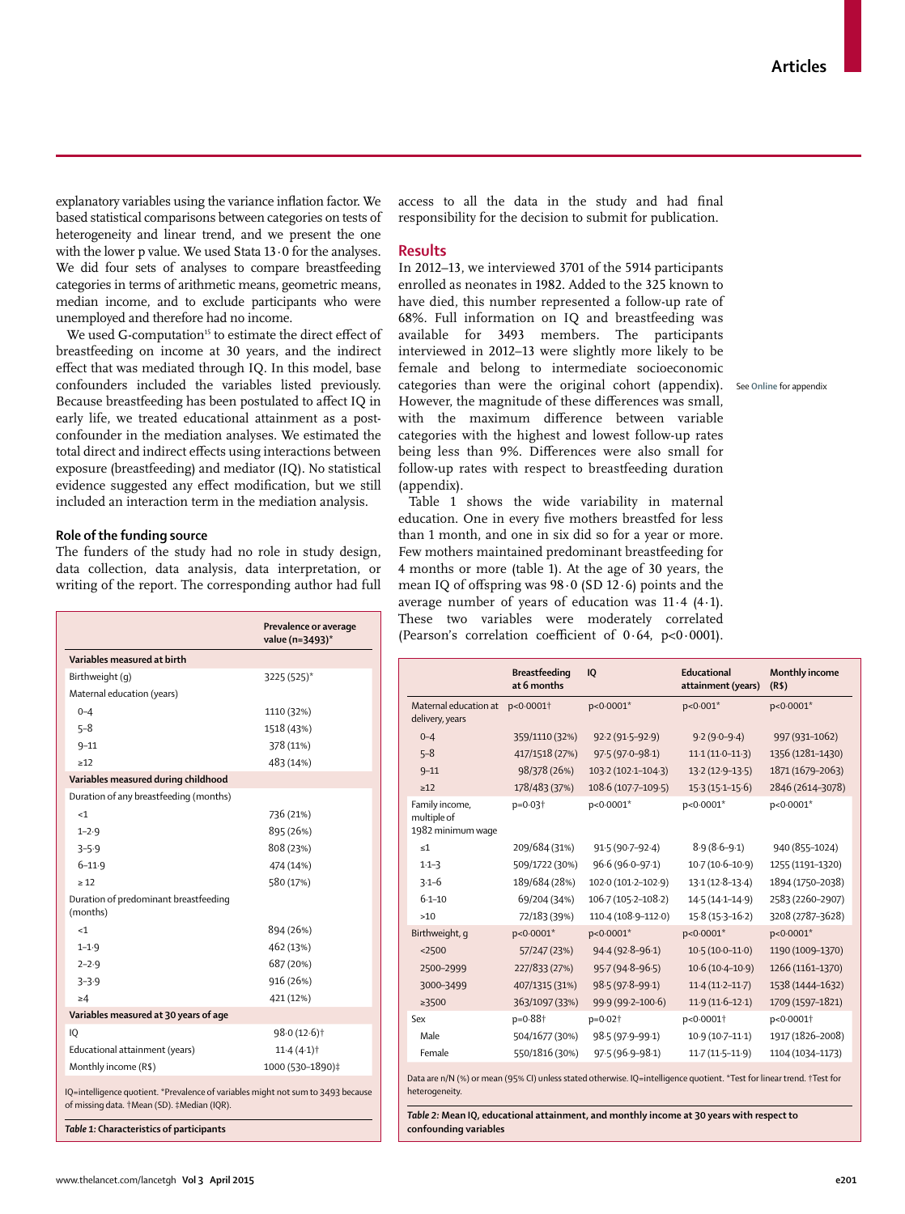explanatory variables using the variance inflation factor. We based statistical comparisons between categories on tests of heterogeneity and linear trend, and we present the one with the lower p value. We used Stata 13·0 for the analyses. We did four sets of analyses to compare breastfeeding categories in terms of arithmetic means, geometric means, median income, and to exclude participants who were unemployed and therefore had no income.

We used G-computation[15] to estimate the direct effect of breastfeeding on income at 30 years, and the indirect effect that was mediated through IQ. In this model, base confounders included the variables listed previously. Because breastfeeding has been postulated to affect IQ in early life, we treated educational attainment as a post-confounder in the mediation analyses. We estimated the total direct and indirect effects using interactions between exposure (breastfeeding) and mediator (IQ). No statistical evidence suggested any effect modification, but we still included an interaction term in the mediation analysis.

### Role of the funding source

The funders of the study had no role in study design, data collection, data analysis, data interpretation, or writing of the report. The corresponding author had full access to all the data in the study and had final responsibility for the decision to submit for publication.

## Results

In 2012–13, we interviewed 3701 of the 5914 participants enrolled as neonates in 1982. Added to the 325 known to have died, this number represented a follow-up rate of 68%. Full information on IQ and breastfeeding was available for 3493 members. The participants interviewed in 2012–13 were slightly more likely to be female and belong to intermediate socioeconomic categories than were the original cohort (appendix). However, the magnitude of these differences was small, with the maximum difference between variable categories with the highest and lowest follow-up rates being less than 9%. Differences were also small for follow-up rates with respect to breastfeeding duration (appendix).

See Online for appendix

Table 1 shows the wide variability in maternal education. One in every five mothers breastfed for less than 1 month, and one in six did so for a year or more. Few mothers maintained predominant breastfeeding for 4 months or more (table 1). At the age of 30 years, the mean IQ of offspring was 98·0 (SD 12·6) points and the average number of years of education was 11·4 (4·1). These two variables were moderately correlated (Pearson's correlation coefficient of 0·64, $p<0·0001$).

| | Prevalence or average value (n=3493)* |
|---|---|
| **Variables measured at birth** | |
| Birthweight (g) | 3225 (525)* |
| Maternal education (years) | |
| 0–4 | 1110 (32%) |
| 5–8 | 1518 (43%) |
| 9–11 | 378 (11%) |
| ≥12 | 483 (14%) |
| **Variables measured during childhood** | |
| Duration of any breastfeeding (months) | |
| <1 | 736 (21%) |
| 1–2·9 | 895 (26%) |
| 3–5·9 | 808 (23%) |
| 6–11·9 | 474 (14%) |
| ≥ 12 | 580 (17%) |
| Duration of predominant breastfeeding (months) | |
| <1 | 894 (26%) |
| 1–1·9 | 462 (13%) |
| 2–2·9 | 687 (20%) |
| 3–3·9 | 916 (26%) |
| ≥4 | 421 (12%) |
| **Variables measured at 30 years of age** | |
| IQ | 98·0 (12·6)† |
| Educational attainment (years) | 11·4 (4·1)† |
| Monthly income (R$) | 1000 (530–1890)‡ |

IQ=intelligence quotient. *Prevalence of variables might not sum to 3493 because of missing data. †Mean (SD). ‡Median (IQR).

*Table 1:* **Characteristics of participants**

| | Breastfeeding at 6 months | IQ | Educational attainment (years) | Monthly income (R$) |
|---|---|---|---|---|
| Maternal education at delivery, years | p<0·0001† | p<0·0001* | p<0·001* | p<0·0001* |
| 0–4 | 359/1110 (32%) | 92·2 (91·5–92·9) | 9·2 (9·0–9·4) | 997 (931–1062) |
| 5–8 | 417/1518 (27%) | 97·5 (97·0–98·1) | 11·1 (11·0–11·3) | 1356 (1281–1430) |
| 9–11 | 98/378 (26%) | 103·2 (102·1–104·3) | 13·2 (12·9–13·5) | 1871 (1679–2063) |
| ≥12 | 178/483 (37%) | 108·6 (107·7–109·5) | 15·3 (15·1–15·6) | 2846 (2614–3078) |
| Family income, multiple of 1982 minimum wage | p=0·03† | p<0·0001* | p<0·0001* | p<0·0001* |
| ≤1 | 209/684 (31%) | 91·5 (90·7–92·4) | 8·9 (8·6–9·1) | 940 (855–1024) |
| 1·1–3 | 509/1722 (30%) | 96·6 (96·0–97·1) | 10·7 (10·6–10·9) | 1255 (1191–1320) |
| 3·1–6 | 189/684 (28%) | 102·0 (101·2–102·9) | 13·1 (12·8–13·4) | 1894 (1750–2038) |
| 6·1–10 | 69/204 (34%) | 106·7 (105·2–108·2) | 14·5 (14·1–14·9) | 2583 (2260–2907) |
| >10 | 72/183 (39%) | 110·4 (108·9–112·0) | 15·8 (15·3–16·2) | 3208 (2787–3628) |
| Birthweight, g | p<0·0001* | p<0·0001* | p<0·0001* | p<0·0001* |
| <2500 | 57/247 (23%) | 94·4 (92·8–96·1) | 10·5 (10·0–11·0) | 1190 (1009–1370) |
| 2500–2999 | 227/833 (27%) | 95·7 (94·8–96·5) | 10·6 (10·4–10·9) | 1266 (1161–1370) |
| 3000–3499 | 407/1315 (31%) | 98·5 (97·8–99·1) | 11·4 (11·2–11·7) | 1538 (1444–1632) |
| ≥3500 | 363/1097 (33%) | 99·9 (99·2–100·6) | 11·9 (11·6–12·1) | 1709 (1597–1821) |
| Sex | p=0·88† | p=0·02† | p<0·0001† | p<0·0001† |
| Male | 504/1677 (30%) | 98·5 (97·9–99·1) | 10·9 (10·7–11·1) | 1917 (1826–2008) |
| Female | 550/1816 (30%) | 97·5 (96·9–98·1) | 11·7 (11·5–11·9) | 1104 (1034–1173) |

Data are n/N (%) or mean (95% CI) unless stated otherwise. IQ=intelligence quotient. *Test for linear trend. †Test for heterogeneity.

*Table 2:* **Mean IQ, educational attainment, and monthly income at 30 years with respect to confounding variables**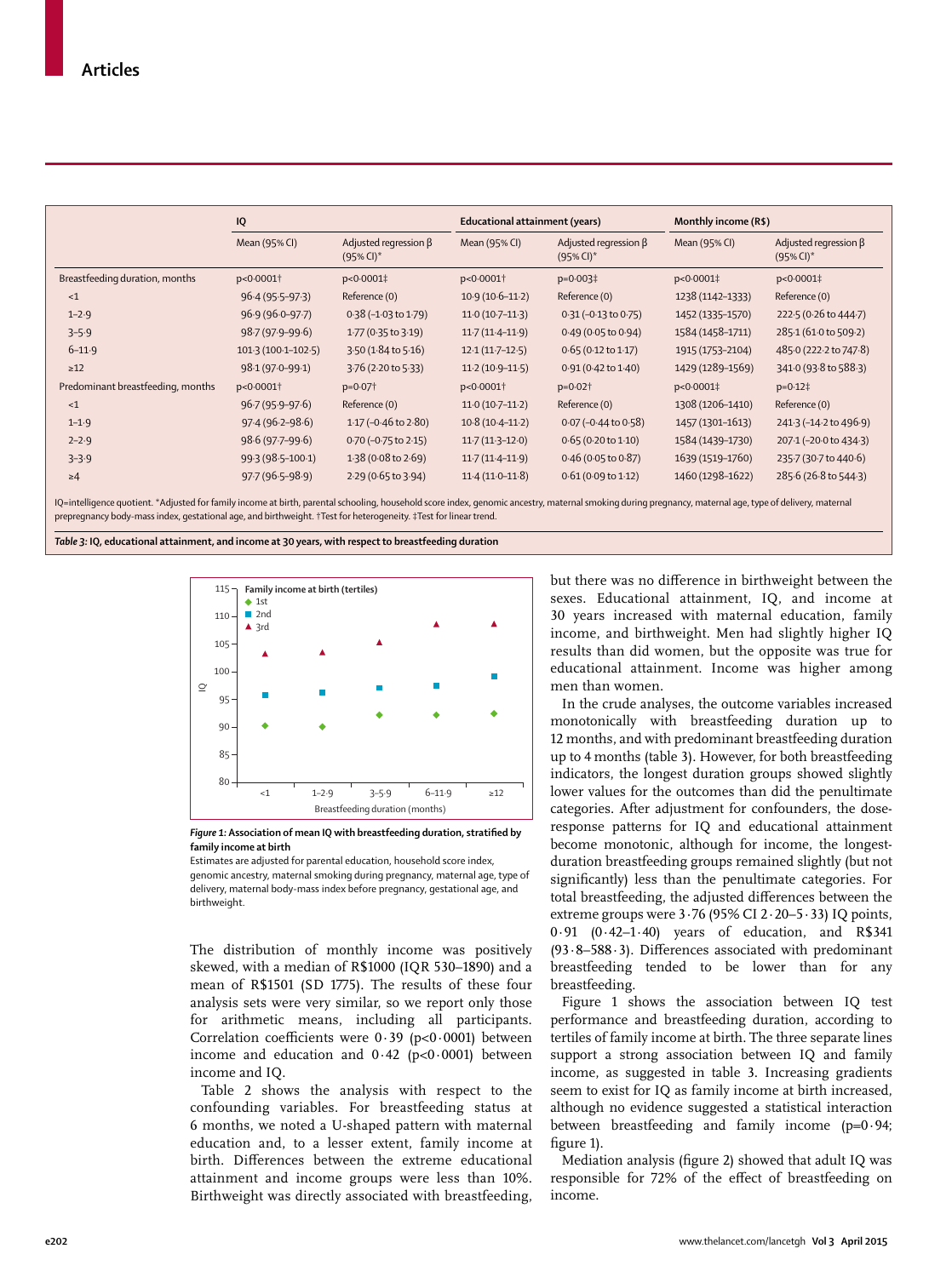| | IQ | | Educational attainment (years) | | Monthly income (R$) | |
|---|---|---|---|---|---|---|
| | Mean (95% CI) | Adjusted regression β (95% CI)* | Mean (95% CI) | Adjusted regression β (95% CI)* | Mean (95% CI) | Adjusted regression β (95% CI)* |
| Breastfeeding duration, months | p<0·0001† | p<0·0001‡ | p<0·0001† | p=0·003‡ | p<0·0001‡ | p<0·0001‡ |
| <1 | 96·4 (95·5–97·3) | Reference (0) | 10·9 (10·6–11·2) | Reference (0) | 1238 (1142–1333) | Reference (0) |
| 1–2·9 | 96·9 (96·0–97·7) | 0·38 (–1·03 to 1·79) | 11·0 (10·7–11·3) | 0·31 (–0·13 to 0·75) | 1452 (1335–1570) | 222·5 (0·26 to 444·7) |
| 3–5·9 | 98·7 (97·9–99·6) | 1·77 (0·35 to 3·19) | 11·7 (11·4–11·9) | 0·49 (0·05 to 0·94) | 1584 (1458–1711) | 285·1 (61·0 to 509·2) |
| 6–11·9 | 101·3 (100·1–102·5) | 3·50 (1·84 to 5·16) | 12·1 (11·7–12·5) | 0·65 (0·12 to 1·17) | 1915 (1753–2104) | 485·0 (222·2 to 747·8) |
| ≥12 | 98·1 (97·0–99·1) | 3·76 (2·20 to 5·33) | 11·2 (10·9–11·5) | 0·91 (0·42 to 1·40) | 1429 (1289–1569) | 341·0 (93·8 to 588·3) |
| Predominant breastfeeding, months | p<0·0001† | p=0·07† | p<0·0001† | p=0·02† | p<0·0001‡ | p=0·12‡ |
| <1 | 96·7 (95·9–97·6) | Reference (0) | 11·0 (10·7–11·2) | Reference (0) | 1308 (1206–1410) | Reference (0) |
| 1–1·9 | 97·4 (96·2–98·6) | 1·17 (–0·46 to 2·80) | 10·8 (10·4–11·2) | 0·07 (–0·44 to 0·58) | 1457 (1301–1613) | 241·3 (–14·2 to 496·9) |
| 2–2·9 | 98·6 (97·7–99·6) | 0·70 (–0·75 to 2·15) | 11·7 (11·3–12·0) | 0·65 (0·20 to 1·10) | 1584 (1439–1730) | 207·1 (–20·0 to 434·3) |
| 3–3·9 | 99·3 (98·5–100·1) | 1·38 (0·08 to 2·69) | 11·7 (11·4–11·9) | 0·46 (0·05 to 0·87) | 1639 (1519–1760) | 235·7 (30·7 to 440·6) |
| ≥4 | 97·7 (96·5–98·9) | 2·29 (0·65 to 3·94) | 11·4 (11·0–11·8) | 0·61 (0·09 to 1·12) | 1460 (1298–1622) | 285·6 (26·8 to 544·3) |

IQ=intelligence quotient. *Adjusted for family income at birth, parental schooling, household score index, genomic ancestry, maternal smoking during pregnancy, maternal age, type of delivery, maternal prepregnancy body-mass index, gestational age, and birthweight. †Test for heterogeneity. ‡Test for linear trend.

***Table 3:*** **IQ, educational attainment, and income at 30 years, with respect to breastfeeding duration**

***Figure 1:*** **Association of mean IQ with breastfeeding duration, stratified by family income at birth**

Estimates are adjusted for parental education, household score index, genomic ancestry, maternal smoking during pregnancy, maternal age, type of delivery, maternal body-mass index before pregnancy, gestational age, and birthweight.

The distribution of monthly income was positively skewed, with a median of R$1000 (IQR 530–1890) and a mean of R$1501 (SD 1775). The results of these four analysis sets were very similar, so we report only those for arithmetic means, including all participants. Correlation coefficients were 0·39 (p<0·0001) between income and education and 0·42 (p<0·0001) between income and IQ.

Table 2 shows the analysis with respect to the confounding variables. For breastfeeding status at 6 months, we noted a U-shaped pattern with maternal education and, to a lesser extent, family income at birth. Differences between the extreme educational attainment and income groups were less than 10%. Birthweight was directly associated with breastfeeding, but there was no difference in birthweight between the sexes. Educational attainment, IQ, and income at 30 years increased with maternal education, family income, and birthweight. Men had slightly higher IQ results than did women, but the opposite was true for educational attainment. Income was higher among men than women.

In the crude analyses, the outcome variables increased monotonically with breastfeeding duration up to 12 months, and with predominant breastfeeding duration up to 4 months (table 3). However, for both breastfeeding indicators, the longest duration groups showed slightly lower values for the outcomes than did the penultimate categories. After adjustment for confounders, the dose-response patterns for IQ and educational attainment become monotonic, although for income, the longest-duration breastfeeding groups remained slightly (but not significantly) less than the penultimate categories. For total breastfeeding, the adjusted differences between the extreme groups were 3·76 (95% CI 2·20–5·33) IQ points, 0·91 (0·42–1·40) years of education, and R$341 (93·8–588·3). Differences associated with predominant breastfeeding tended to be lower than for any breastfeeding.

Figure 1 shows the association between IQ test performance and breastfeeding duration, according to tertiles of family income at birth. The three separate lines support a strong association between IQ and family income, as suggested in table 3. Increasing gradients seem to exist for IQ as family income at birth increased, although no evidence suggested a statistical interaction between breastfeeding and family income (p=0·94; figure 1).

Mediation analysis (figure 2) showed that adult IQ was responsible for 72% of the effect of breastfeeding on income.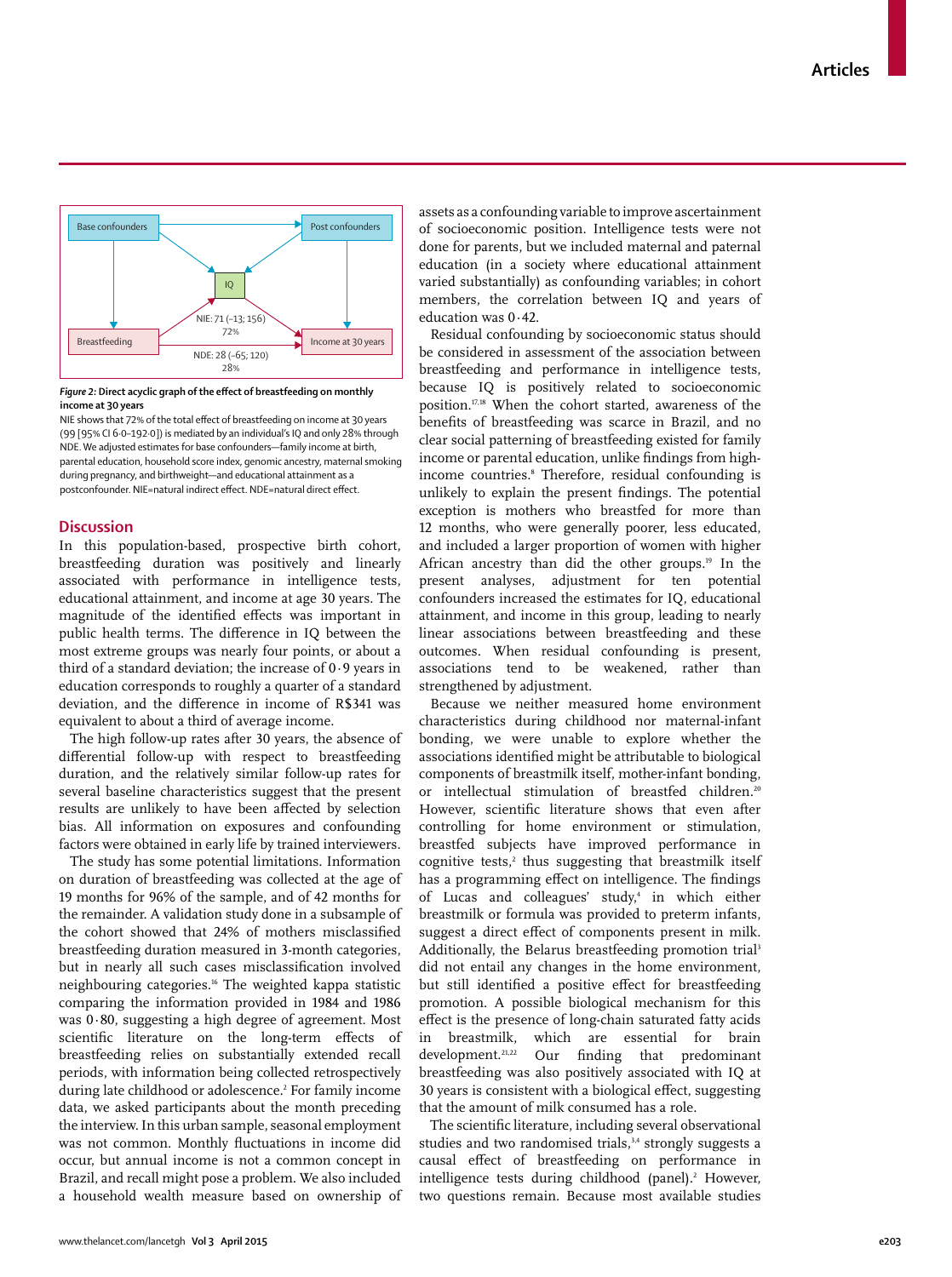Figure 2: **Direct acyclic graph of the effect of breastfeeding on monthly income at 30 years**

NIE shows that 72% of the total effect of breastfeeding on income at 30 years (99 [95% CI 6·0–192·0]) is mediated by an individual's IQ and only 28% through NDE. We adjusted estimates for base confounders—family income at birth, parental education, household score index, genomic ancestry, maternal smoking during pregnancy, and birthweight—and educational attainment as a postconfounder. NIE=natural indirect effect. NDE=natural direct effect.

## Discussion

In this population-based, prospective birth cohort, breastfeeding duration was positively and linearly associated with performance in intelligence tests, educational attainment, and income at age 30 years. The magnitude of the identified effects was important in public health terms. The difference in IQ between the most extreme groups was nearly four points, or about a third of a standard deviation; the increase of 0·9 years in education corresponds to roughly a quarter of a standard deviation, and the difference in income of R$341 was equivalent to about a third of average income.

The high follow-up rates after 30 years, the absence of differential follow-up with respect to breastfeeding duration, and the relatively similar follow-up rates for several baseline characteristics suggest that the present results are unlikely to have been affected by selection bias. All information on exposures and confounding factors were obtained in early life by trained interviewers.

The study has some potential limitations. Information on duration of breastfeeding was collected at the age of 19 months for 96% of the sample, and of 42 months for the remainder. A validation study done in a subsample of the cohort showed that 24% of mothers misclassified breastfeeding duration measured in 3-month categories, but in nearly all such cases misclassification involved neighbouring categories.[16] The weighted kappa statistic comparing the information provided in 1984 and 1986 was 0·80, suggesting a high degree of agreement. Most scientific literature on the long-term effects of breastfeeding relies on substantially extended recall periods, with information being collected retrospectively during late childhood or adolescence.[2] For family income data, we asked participants about the month preceding the interview. In this urban sample, seasonal employment was not common. Monthly fluctuations in income did occur, but annual income is not a common concept in Brazil, and recall might pose a problem. We also included a household wealth measure based on ownership of assets as a confounding variable to improve ascertainment of socioeconomic position. Intelligence tests were not done for parents, but we included maternal and paternal education (in a society where educational attainment varied substantially) as confounding variables; in cohort members, the correlation between IQ and years of education was 0·42.

Residual confounding by socioeconomic status should be considered in assessment of the association between breastfeeding and performance in intelligence tests, because IQ is positively related to socioeconomic position.[17,18] When the cohort started, awareness of the benefits of breastfeeding was scarce in Brazil, and no clear social patterning of breastfeeding existed for family income or parental education, unlike findings from high-income countries.[8] Therefore, residual confounding is unlikely to explain the present findings. The potential exception is mothers who breastfed for more than 12 months, who were generally poorer, less educated, and included a larger proportion of women with higher African ancestry than did the other groups.[19] In the present analyses, adjustment for ten potential confounders increased the estimates for IQ, educational attainment, and income in this group, leading to nearly linear associations between breastfeeding and these outcomes. When residual confounding is present, associations tend to be weakened, rather than strengthened by adjustment.

Because we neither measured home environment characteristics during childhood nor maternal-infant bonding, we were unable to explore whether the associations identified might be attributable to biological components of breastmilk itself, mother-infant bonding, or intellectual stimulation of breastfed children.[20] However, scientific literature shows that even after controlling for home environment or stimulation, breastfed subjects have improved performance in cognitive tests,[2] thus suggesting that breastmilk itself has a programming effect on intelligence. The findings of Lucas and colleagues' study,[4] in which either breastmilk or formula was provided to preterm infants, suggest a direct effect of components present in milk. Additionally, the Belarus breastfeeding promotion trial[3] did not entail any changes in the home environment, but still identified a positive effect for breastfeeding promotion. A possible biological mechanism for this effect is the presence of long-chain saturated fatty acids in breastmilk, which are essential for brain development.[21,22] Our finding that predominant breastfeeding was also positively associated with IQ at 30 years is consistent with a biological effect, suggesting that the amount of milk consumed has a role.

The scientific literature, including several observational studies and two randomised trials,[3,4] strongly suggests a causal effect of breastfeeding on performance in intelligence tests during childhood (panel).[2] However, two questions remain. Because most available studies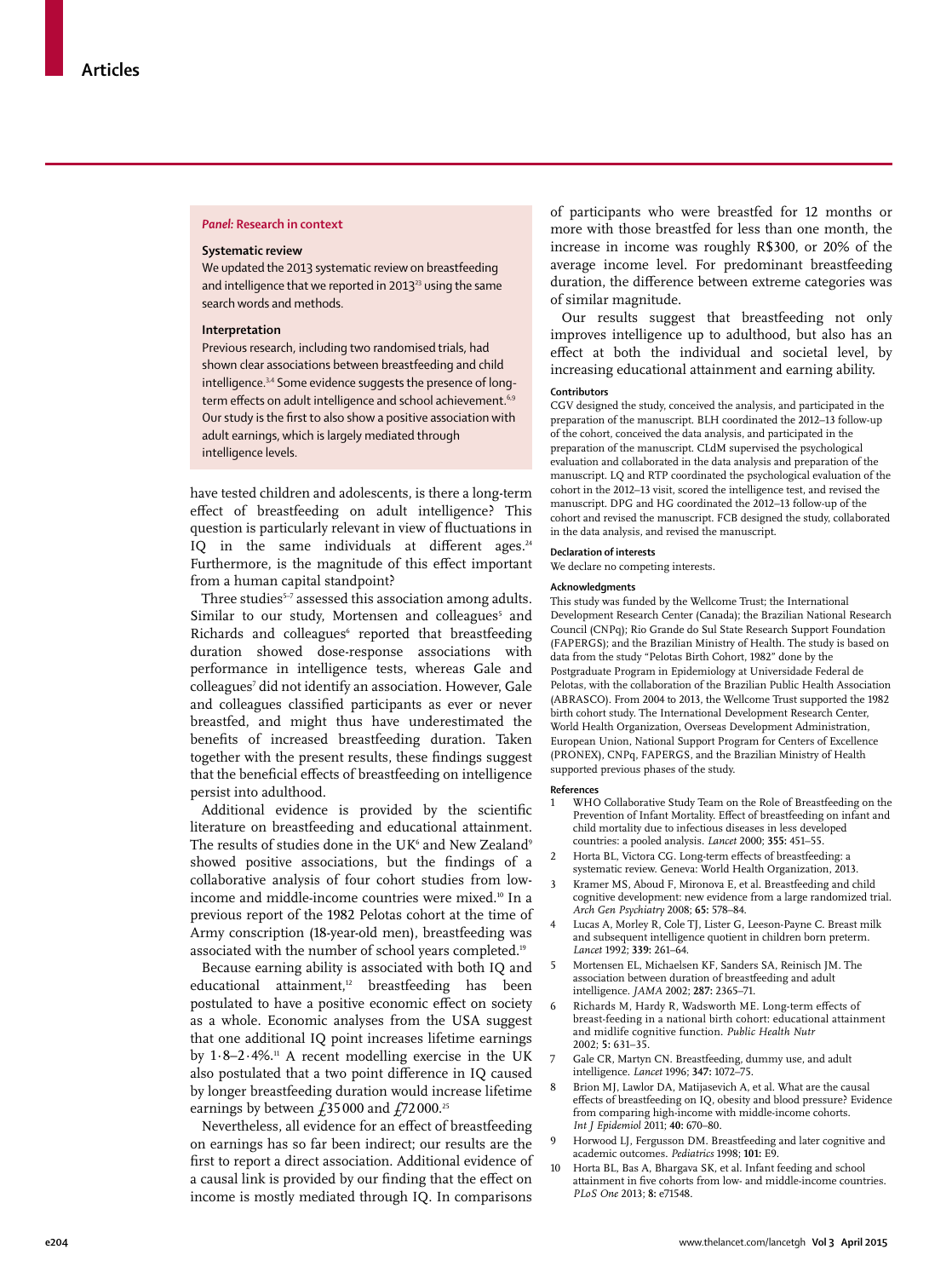## Panel: Research in context

### Systematic review

We updated the 2013 systematic review on breastfeeding and intelligence that we reported in 2013[23] using the same search words and methods.

### Interpretation

Previous research, including two randomised trials, had shown clear associations between breastfeeding and child intelligence.[3,4] Some evidence suggests the presence of long-term effects on adult intelligence and school achievement.[6,9] Our study is the first to also show a positive association with adult earnings, which is largely mediated through intelligence levels.

have tested children and adolescents, is there a long-term effect of breastfeeding on adult intelligence? This question is particularly relevant in view of fluctuations in IQ in the same individuals at different ages.[24] Furthermore, is the magnitude of this effect important from a human capital standpoint?

Three studies[5–7] assessed this association among adults. Similar to our study, Mortensen and colleagues[5] and Richards and colleagues[6] reported that breastfeeding duration showed dose-response associations with performance in intelligence tests, whereas Gale and colleagues[7] did not identify an association. However, Gale and colleagues classified participants as ever or never breastfed, and might thus have underestimated the benefits of increased breastfeeding duration. Taken together with the present results, these findings suggest that the beneficial effects of breastfeeding on intelligence persist into adulthood.

Additional evidence is provided by the scientific literature on breastfeeding and educational attainment. The results of studies done in the UK[6] and New Zealand[9] showed positive associations, but the findings of a collaborative analysis of four cohort studies from low-income and middle-income countries were mixed.[10] In a previous report of the 1982 Pelotas cohort at the time of Army conscription (18-year-old men), breastfeeding was associated with the number of school years completed.[19]

Because earning ability is associated with both IQ and educational attainment,[12] breastfeeding has been postulated to have a positive economic effect on society as a whole. Economic analyses from the USA suggest that one additional IQ point increases lifetime earnings by 1·8–2·4%.[11] A recent modelling exercise in the UK also postulated that a two point difference in IQ caused by longer breastfeeding duration would increase lifetime earnings by between £35 000 and £72 000.[25]

Nevertheless, all evidence for an effect of breastfeeding on earnings has so far been indirect; our results are the first to report a direct association. Additional evidence of a causal link is provided by our finding that the effect on income is mostly mediated through IQ. In comparisons of participants who were breastfed for 12 months or more with those breastfed for less than one month, the increase in income was roughly R$300, or 20% of the average income level. For predominant breastfeeding duration, the difference between extreme categories was of similar magnitude.

Our results suggest that breastfeeding not only improves intelligence up to adulthood, but also has an effect at both the individual and societal level, by increasing educational attainment and earning ability.

### Contributors

CGV designed the study, conceived the analysis, and participated in the preparation of the manuscript. BLH coordinated the 2012–13 follow-up of the cohort, conceived the data analysis, and participated in the preparation of the manuscript. CLdM supervised the psychological evaluation and collaborated in the data analysis and preparation of the manuscript. LQ and RTP coordinated the psychological evaluation of the cohort in the 2012–13 visit, scored the intelligence test, and revised the manuscript. DPG and HG coordinated the 2012–13 follow-up of the cohort and revised the manuscript. FCB designed the study, collaborated in the data analysis, and revised the manuscript.

### Declaration of interests

We declare no competing interests.

### Acknowledgments

This study was funded by the Wellcome Trust; the International Development Research Center (Canada); the Brazilian National Research Council (CNPq); Rio Grande do Sul State Research Support Foundation (FAPERGS); and the Brazilian Ministry of Health. The study is based on data from the study "Pelotas Birth Cohort, 1982" done by the Postgraduate Program in Epidemiology at Universidade Federal de Pelotas, with the collaboration of the Brazilian Public Health Association (ABRASCO). From 2004 to 2013, the Wellcome Trust supported the 1982 birth cohort study. The International Development Research Center, World Health Organization, Overseas Development Administration, European Union, National Support Program for Centers of Excellence (PRONEX), CNPq, FAPERGS, and the Brazilian Ministry of Health supported previous phases of the study.

### References

1. WHO Collaborative Study Team on the Role of Breastfeeding on the Prevention of Infant Mortality. Effect of breastfeeding on infant and child mortality due to infectious diseases in less developed countries: a pooled analysis. *Lancet* 2000; **355:** 451–55.
2. Horta BL, Victora CG. Long-term effects of breastfeeding: a systematic review. Geneva: World Health Organization, 2013.
3. Kramer MS, Aboud F, Mironova E, et al. Breastfeeding and child cognitive development: new evidence from a large randomized trial. *Arch Gen Psychiatry* 2008; **65:** 578–84.
4. Lucas A, Morley R, Cole TJ, Lister G, Leeson-Payne C. Breast milk and subsequent intelligence quotient in children born preterm. *Lancet* 1992; **339:** 261–64.
5. Mortensen EL, Michaelsen KF, Sanders SA, Reinisch JM. The association between duration of breastfeeding and adult intelligence. *JAMA* 2002; **287:** 2365–71.
6. Richards M, Hardy R, Wadsworth ME. Long-term effects of breast-feeding in a national birth cohort: educational attainment and midlife cognitive function. *Public Health Nutr* 2002; **5:** 631–35.
7. Gale CR, Martyn CN. Breastfeeding, dummy use, and adult intelligence. *Lancet* 1996; **347:** 1072–75.
8. Brion MJ, Lawlor DA, Matijasevich A, et al. What are the causal effects of breastfeeding on IQ, obesity and blood pressure? Evidence from comparing high-income with middle-income cohorts. *Int J Epidemiol* 2011; **40:** 670–80.
9. Horwood LJ, Fergusson DM. Breastfeeding and later cognitive and academic outcomes. *Pediatrics* 1998; **101:** E9.
10. Horta BL, Bas A, Bhargava SK, et al. Infant feeding and school attainment in five cohorts from low- and middle-income countries. *PLoS One* 2013; **8:** e71548.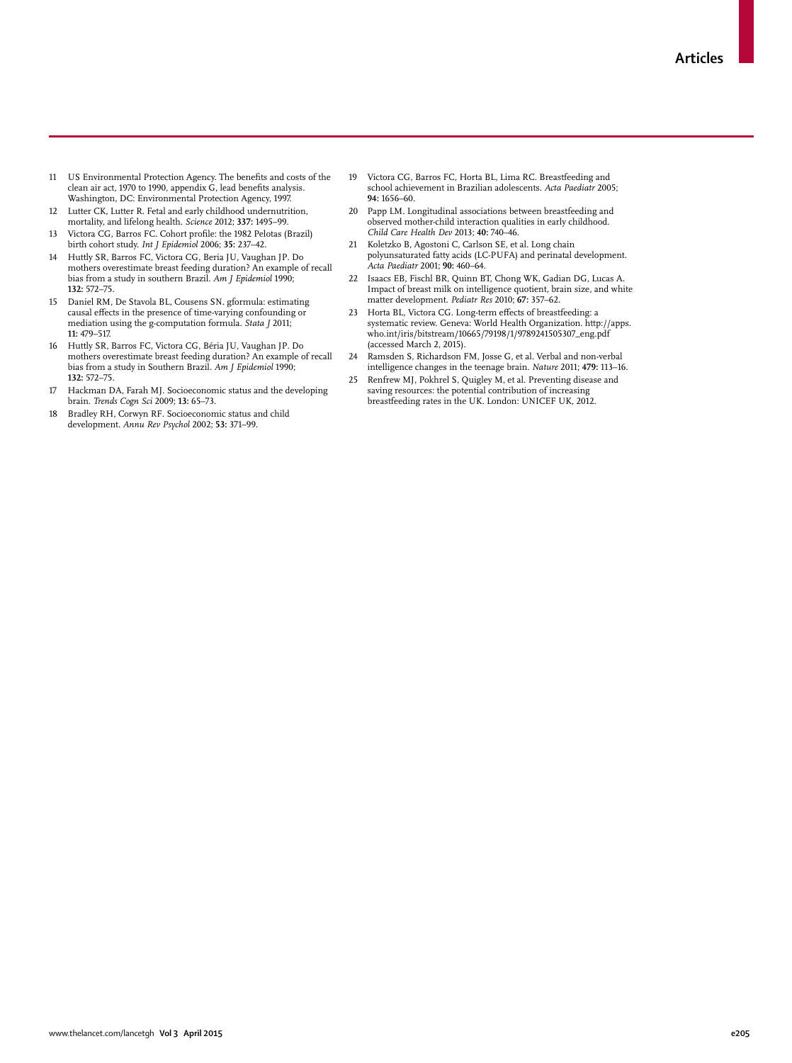11 US Environmental Protection Agency. The benefits and costs of the clean air act, 1970 to 1990, appendix G, lead benefits analysis. Washington, DC: Environmental Protection Agency, 1997.

12 Lutter CK, Lutter R. Fetal and early childhood undernutrition, mortality, and lifelong health. *Science* 2012; **337:** 1495–99.

13 Victora CG, Barros FC. Cohort profile: the 1982 Pelotas (Brazil) birth cohort study. *Int J Epidemiol* 2006; **35:** 237–42.

14 Huttly SR, Barros FC, Victora CG, Beria JU, Vaughan JP. Do mothers overestimate breast feeding duration? An example of recall bias from a study in southern Brazil. *Am J Epidemiol* 1990; **132:** 572–75.

15 Daniel RM, De Stavola BL, Cousens SN. gformula: estimating causal effects in the presence of time-varying confounding or mediation using the g-computation formula. *Stata J* 2011; **11:** 479–517.

16 Huttly SR, Barros FC, Victora CG, Béria JU, Vaughan JP. Do mothers overestimate breast feeding duration? An example of recall bias from a study in Southern Brazil. *Am J Epidemiol* 1990; **132:** 572–75.

17 Hackman DA, Farah MJ. Socioeconomic status and the developing brain. *Trends Cogn Sci* 2009; **13:** 65–73.

18 Bradley RH, Corwyn RF. Socioeconomic status and child development. *Annu Rev Psychol* 2002; **53:** 371–99.

19 Victora CG, Barros FC, Horta BL, Lima RC. Breastfeeding and school achievement in Brazilian adolescents. *Acta Paediatr* 2005; **94:** 1656–60.

20 Papp LM. Longitudinal associations between breastfeeding and observed mother-child interaction qualities in early childhood. *Child Care Health Dev* 2013; **40:** 740–46.

21 Koletzko B, Agostoni C, Carlson SE, et al. Long chain polyunsaturated fatty acids (LC-PUFA) and perinatal development. *Acta Paediatr* 2001; **90:** 460–64.

22 Isaacs EB, Fischl BR, Quinn BT, Chong WK, Gadian DG, Lucas A. Impact of breast milk on intelligence quotient, brain size, and white matter development. *Pediatr Res* 2010; **67:** 357–62.

23 Horta BL, Victora CG. Long-term effects of breastfeeding: a systematic review. Geneva: World Health Organization. http://apps.who.int/iris/bitstream/10665/79198/1/9789241505307_eng.pdf (accessed March 2, 2015).

24 Ramsden S, Richardson FM, Josse G, et al. Verbal and non-verbal intelligence changes in the teenage brain. *Nature* 2011; **479:** 113–16.

25 Renfrew MJ, Pokhrel S, Quigley M, et al. Preventing disease and saving resources: the potential contribution of increasing breastfeeding rates in the UK. London: UNICEF UK, 2012.